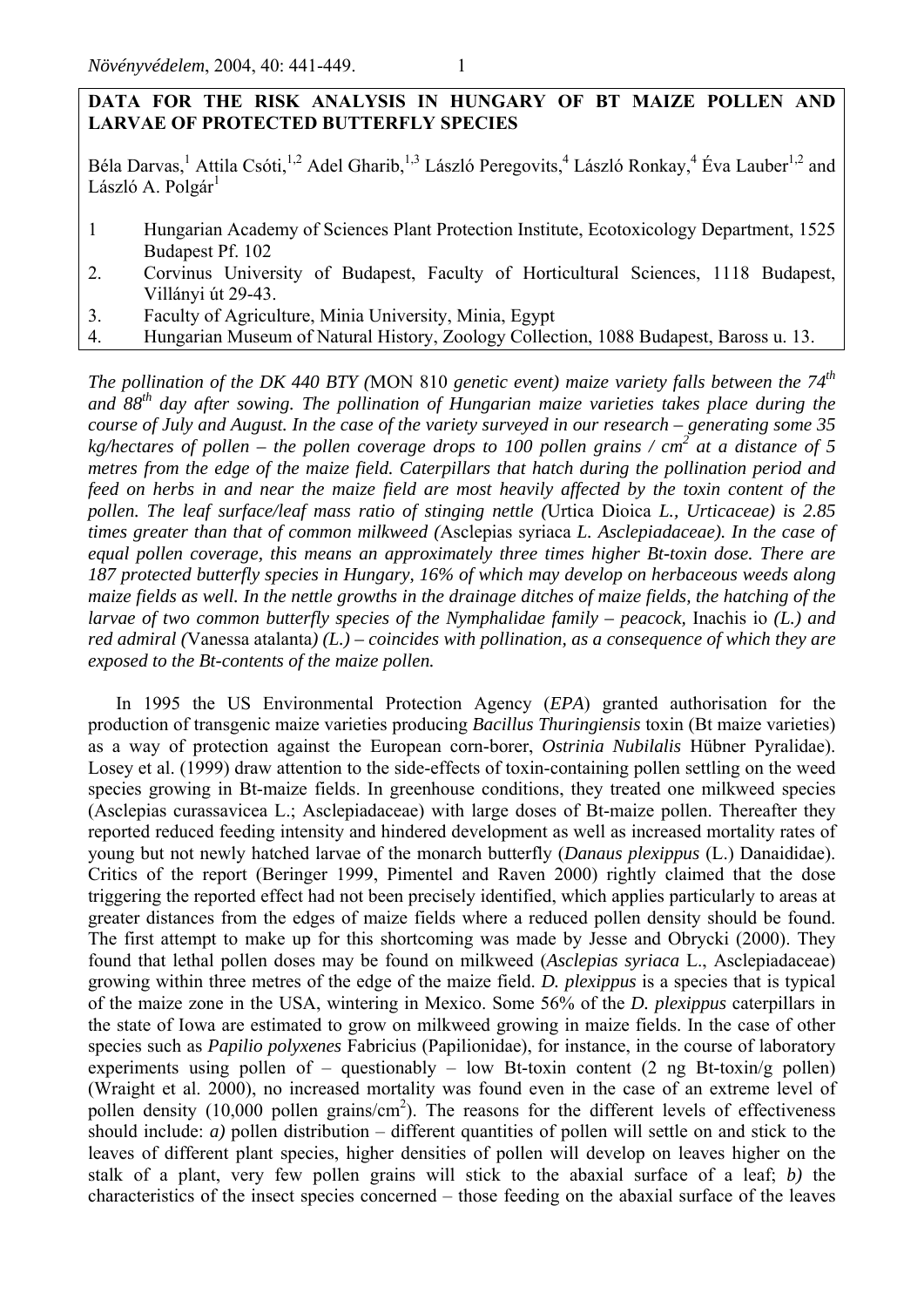# DATA FOR THE RISK ANALYSIS IN HUNGARY OF BT MAIZE POLLEN AND LARVAE OF PROTECTED BUTTERFLY SPECIES

Béla Darvas,[1] Attila Csóti,[1,2] Adel Gharib,[1,3] László Peregovits,[4] László Ronkay,[4] Éva Lauber[1,2] and László A. Polgár[1]

1. Hungarian Academy of Sciences Plant Protection Institute, Ecotoxicology Department, 1525 Budapest Pf. 102
2. Corvinus University of Budapest, Faculty of Horticultural Sciences, 1118 Budapest, Villányi út 29-43.
3. Faculty of Agriculture, Minia University, Minia, Egypt
4. Hungarian Museum of Natural History, Zoology Collection, 1088 Budapest, Baross u. 13.

*The pollination of the DK 440 BTY (*MON 810 *genetic event) maize variety falls between the 74$^{th}$ and 88$^{th}$ day after sowing. The pollination of Hungarian maize varieties takes place during the course of July and August. In the case of the variety surveyed in our research – generating some 35 kg/hectares of pollen – the pollen coverage drops to 100 pollen grains / cm$^2$ at a distance of 5 metres from the edge of the maize field. Caterpillars that hatch during the pollination period and feed on herbs in and near the maize field are most heavily affected by the toxin content of the pollen. The leaf surface/leaf mass ratio of stinging nettle (*Urtica Dioica *L., Urticaceae) is 2.85 times greater than that of common milkweed (*Asclepias syriaca *L. Asclepiadaceae). In the case of equal pollen coverage, this means an approximately three times higher Bt-toxin dose. There are 187 protected butterfly species in Hungary, 16% of which may develop on herbaceous weeds along maize fields as well. In the nettle growths in the drainage ditches of maize fields, the hatching of the larvae of two common butterfly species of the Nymphalidae family – peacock,* Inachis io *(L.) and red admiral (*Vanessa atalanta*) (L.) – coincides with pollination, as a consequence of which they are exposed to the Bt-contents of the maize pollen.*

In 1995 the US Environmental Protection Agency (*EPA*) granted authorisation for the production of transgenic maize varieties producing *Bacillus Thuringiensis* toxin (Bt maize varieties) as a way of protection against the European corn-borer, *Ostrinia Nubilalis* Hübner Pyralidae). Losey et al. (1999) draw attention to the side-effects of toxin-containing pollen settling on the weed species growing in Bt-maize fields. In greenhouse conditions, they treated one milkweed species (Asclepias curassavicea L.; Asclepiadaceae) with large doses of Bt-maize pollen. Thereafter they reported reduced feeding intensity and hindered development as well as increased mortality rates of young but not newly hatched larvae of the monarch butterfly (*Danaus plexippus* (L.) Danaididae). Critics of the report (Beringer 1999, Pimentel and Raven 2000) rightly claimed that the dose triggering the reported effect had not been precisely identified, which applies particularly to areas at greater distances from the edges of maize fields where a reduced pollen density should be found. The first attempt to make up for this shortcoming was made by Jesse and Obrycki (2000). They found that lethal pollen doses may be found on milkweed (*Asclepias syriaca* L., Asclepiadaceae) growing within three metres of the edge of the maize field. *D. plexippus* is a species that is typical of the maize zone in the USA, wintering in Mexico. Some 56% of the *D. plexippus* caterpillars in the state of Iowa are estimated to grow on milkweed growing in maize fields. In the case of other species such as *Papilio polyxenes* Fabricius (Papilionidae), for instance, in the course of laboratory experiments using pollen of – questionably – low Bt-toxin content (2 ng Bt-toxin/g pollen) (Wraight et al. 2000), no increased mortality was found even in the case of an extreme level of pollen density (10,000 pollen grains/cm$^2$). The reasons for the different levels of effectiveness should include: *a)* pollen distribution – different quantities of pollen will settle on and stick to the leaves of different plant species, higher densities of pollen will develop on leaves higher on the stalk of a plant, very few pollen grains will stick to the abaxial surface of a leaf; *b)* the characteristics of the insect species concerned – those feeding on the abaxial surface of the leaves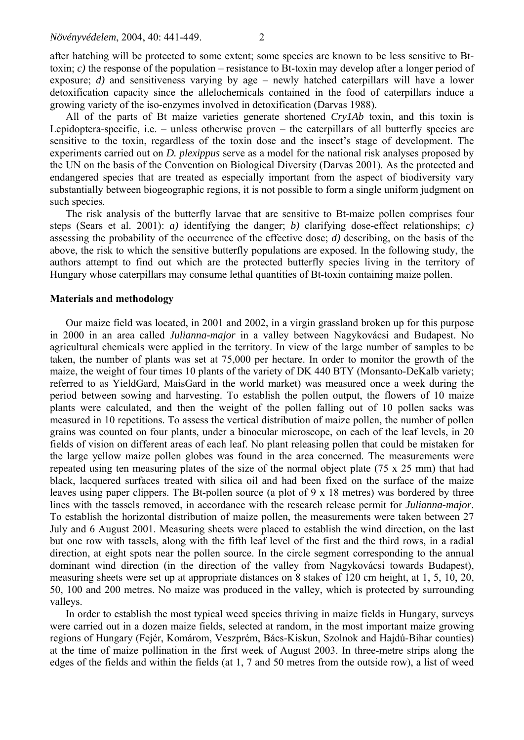after hatching will be protected to some extent; some species are known to be less sensitive to Bt-toxin; *c)* the response of the population – resistance to Bt-toxin may develop after a longer period of exposure; *d)* and sensitiveness varying by age – newly hatched caterpillars will have a lower detoxification capacity since the allelochemicals contained in the food of caterpillars induce a growing variety of the iso-enzymes involved in detoxification (Darvas 1988).

All of the parts of Bt maize varieties generate shortened *Cry1Ab* toxin, and this toxin is Lepidoptera-specific, i.e. – unless otherwise proven – the caterpillars of all butterfly species are sensitive to the toxin, regardless of the toxin dose and the insect's stage of development. The experiments carried out on *D. plexippus* serve as a model for the national risk analyses proposed by the UN on the basis of the Convention on Biological Diversity (Darvas 2001). As the protected and endangered species that are treated as especially important from the aspect of biodiversity vary substantially between biogeographic regions, it is not possible to form a single uniform judgment on such species.

The risk analysis of the butterfly larvae that are sensitive to Bt-maize pollen comprises four steps (Sears et al. 2001): *a)* identifying the danger; *b)* clarifying dose-effect relationships; *c)* assessing the probability of the occurrence of the effective dose; *d)* describing, on the basis of the above, the risk to which the sensitive butterfly populations are exposed. In the following study, the authors attempt to find out which are the protected butterfly species living in the territory of Hungary whose caterpillars may consume lethal quantities of Bt-toxin containing maize pollen.

## Materials and methodology

Our maize field was located, in 2001 and 2002, in a virgin grassland broken up for this purpose in 2000 in an area called *Julianna-major* in a valley between Nagykovácsi and Budapest. No agricultural chemicals were applied in the territory. In view of the large number of samples to be taken, the number of plants was set at 75,000 per hectare. In order to monitor the growth of the maize, the weight of four times 10 plants of the variety of DK 440 BTY (Monsanto-DeKalb variety; referred to as YieldGard, MaisGard in the world market) was measured once a week during the period between sowing and harvesting. To establish the pollen output, the flowers of 10 maize plants were calculated, and then the weight of the pollen falling out of 10 pollen sacks was measured in 10 repetitions. To assess the vertical distribution of maize pollen, the number of pollen grains was counted on four plants, under a binocular microscope, on each of the leaf levels, in 20 fields of vision on different areas of each leaf. No plant releasing pollen that could be mistaken for the large yellow maize pollen globes was found in the area concerned. The measurements were repeated using ten measuring plates of the size of the normal object plate (75 x 25 mm) that had black, lacquered surfaces treated with silica oil and had been fixed on the surface of the maize leaves using paper clippers. The Bt-pollen source (a plot of 9 x 18 metres) was bordered by three lines with the tassels removed, in accordance with the research release permit for *Julianna-major*. To establish the horizontal distribution of maize pollen, the measurements were taken between 27 July and 6 August 2001. Measuring sheets were placed to establish the wind direction, on the last but one row with tassels, along with the fifth leaf level of the first and the third rows, in a radial direction, at eight spots near the pollen source. In the circle segment corresponding to the annual dominant wind direction (in the direction of the valley from Nagykovácsi towards Budapest), measuring sheets were set up at appropriate distances on 8 stakes of 120 cm height, at 1, 5, 10, 20, 50, 100 and 200 metres. No maize was produced in the valley, which is protected by surrounding valleys.

In order to establish the most typical weed species thriving in maize fields in Hungary, surveys were carried out in a dozen maize fields, selected at random, in the most important maize growing regions of Hungary (Fejér, Komárom, Veszprém, Bács-Kiskun, Szolnok and Hajdú-Bihar counties) at the time of maize pollination in the first week of August 2003. In three-metre strips along the edges of the fields and within the fields (at 1, 7 and 50 metres from the outside row), a list of weed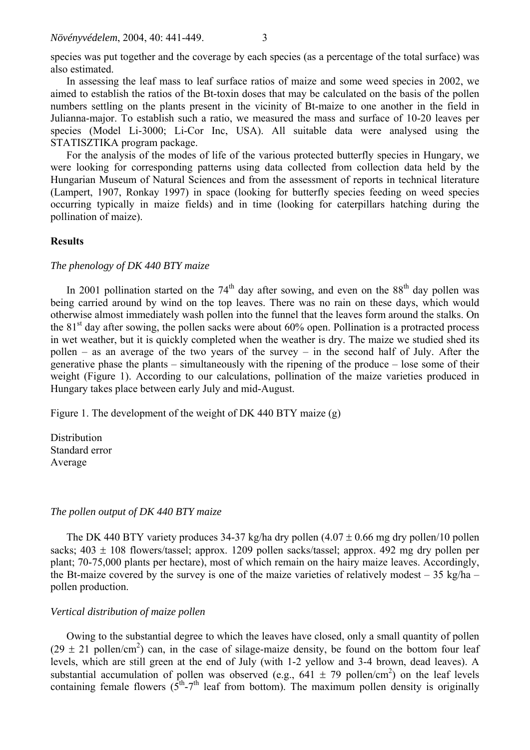species was put together and the coverage by each species (as a percentage of the total surface) was also estimated.

In assessing the leaf mass to leaf surface ratios of maize and some weed species in 2002, we aimed to establish the ratios of the Bt-toxin doses that may be calculated on the basis of the pollen numbers settling on the plants present in the vicinity of Bt-maize to one another in the field in Julianna-major. To establish such a ratio, we measured the mass and surface of 10-20 leaves per species (Model Li-3000; Li-Cor Inc, USA). All suitable data were analysed using the STATISZTIKA program package.

For the analysis of the modes of life of the various protected butterfly species in Hungary, we were looking for corresponding patterns using data collected from collection data held by the Hungarian Museum of Natural Sciences and from the assessment of reports in technical literature (Lampert, 1907, Ronkay 1997) in space (looking for butterfly species feeding on weed species occurring typically in maize fields) and in time (looking for caterpillars hatching during the pollination of maize).

## Results

### *The phenology of DK 440 BTY maize*

In 2001 pollination started on the 74$^{th}$ day after sowing, and even on the 88$^{th}$ day pollen was being carried around by wind on the top leaves. There was no rain on these days, which would otherwise almost immediately wash pollen into the funnel that the leaves form around the stalks. On the 81$^{st}$ day after sowing, the pollen sacks were about 60% open. Pollination is a protracted process in wet weather, but it is quickly completed when the weather is dry. The maize we studied shed its pollen – as an average of the two years of the survey – in the second half of July. After the generative phase the plants – simultaneously with the ripening of the produce – lose some of their weight (Figure 1). According to our calculations, pollination of the maize varieties produced in Hungary takes place between early July and mid-August.

Figure 1. The development of the weight of DK 440 BTY maize (g)

Distribution
Standard error
Average

### *The pollen output of DK 440 BTY maize*

The DK 440 BTY variety produces 34-37 kg/ha dry pollen (4.07 ± 0.66 mg dry pollen/10 pollen sacks; 403 ± 108 flowers/tassel; approx. 1209 pollen sacks/tassel; approx. 492 mg dry pollen per plant; 70-75,000 plants per hectare), most of which remain on the hairy maize leaves. Accordingly, the Bt-maize covered by the survey is one of the maize varieties of relatively modest – 35 kg/ha – pollen production.

### *Vertical distribution of maize pollen*

Owing to the substantial degree to which the leaves have closed, only a small quantity of pollen (29 ± 21 pollen/cm$^2$) can, in the case of silage-maize density, be found on the bottom four leaf levels, which are still green at the end of July (with 1-2 yellow and 3-4 brown, dead leaves). A substantial accumulation of pollen was observed (e.g., 641 ± 79 pollen/cm$^2$) on the leaf levels containing female flowers (5$^{th}$-7$^{th}$ leaf from bottom). The maximum pollen density is originally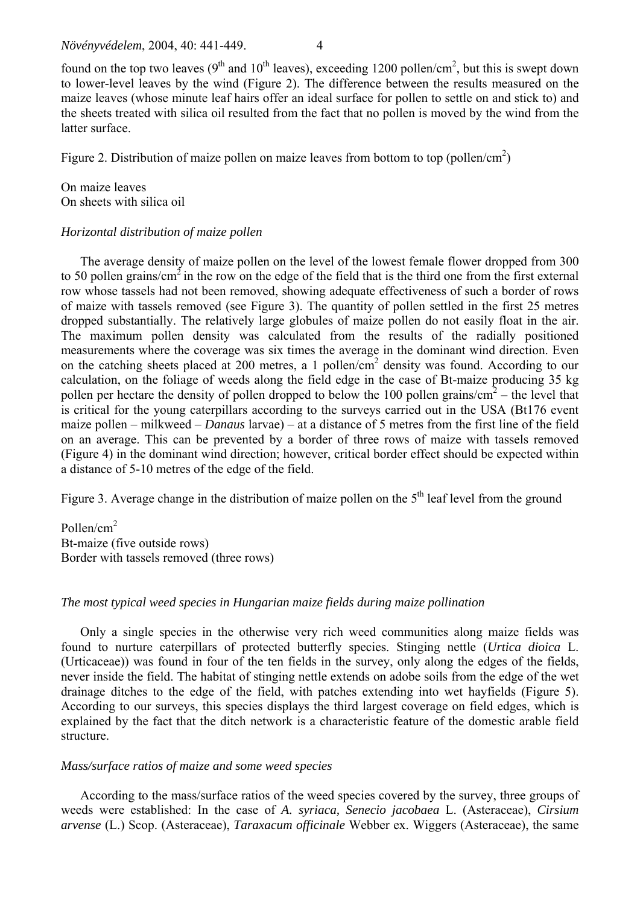found on the top two leaves (9th and 10th leaves), exceeding 1200 pollen/cm$^2$, but this is swept down to lower-level leaves by the wind (Figure 2). The difference between the results measured on the maize leaves (whose minute leaf hairs offer an ideal surface for pollen to settle on and stick to) and the sheets treated with silica oil resulted from the fact that no pollen is moved by the wind from the latter surface.

Figure 2. Distribution of maize pollen on maize leaves from bottom to top (pollen/cm$^2$)

On maize leaves
On sheets with silica oil

*Horizontal distribution of maize pollen*

The average density of maize pollen on the level of the lowest female flower dropped from 300 to 50 pollen grains/cm$^2$ in the row on the edge of the field that is the third one from the first external row whose tassels had not been removed, showing adequate effectiveness of such a border of rows of maize with tassels removed (see Figure 3). The quantity of pollen settled in the first 25 metres dropped substantially. The relatively large globules of maize pollen do not easily float in the air. The maximum pollen density was calculated from the results of the radially positioned measurements where the coverage was six times the average in the dominant wind direction. Even on the catching sheets placed at 200 metres, a 1 pollen/cm$^2$ density was found. According to our calculation, on the foliage of weeds along the field edge in the case of Bt-maize producing 35 kg pollen per hectare the density of pollen dropped to below the 100 pollen grains/cm$^2$ – the level that is critical for the young caterpillars according to the surveys carried out in the USA (Bt176 event maize pollen – milkweed – *Danaus* larvae) – at a distance of 5 metres from the first line of the field on an average. This can be prevented by a border of three rows of maize with tassels removed (Figure 4) in the dominant wind direction; however, critical border effect should be expected within a distance of 5-10 metres of the edge of the field.

Figure 3. Average change in the distribution of maize pollen on the 5th leaf level from the ground

Pollen/cm$^2$
Bt-maize (five outside rows)
Border with tassels removed (three rows)

*The most typical weed species in Hungarian maize fields during maize pollination*

Only a single species in the otherwise very rich weed communities along maize fields was found to nurture caterpillars of protected butterfly species. Stinging nettle (*Urtica dioica* L. (Urticaceae)) was found in four of the ten fields in the survey, only along the edges of the fields, never inside the field. The habitat of stinging nettle extends on adobe soils from the edge of the wet drainage ditches to the edge of the field, with patches extending into wet hayfields (Figure 5). According to our surveys, this species displays the third largest coverage on field edges, which is explained by the fact that the ditch network is a characteristic feature of the domestic arable field structure.

*Mass/surface ratios of maize and some weed species*

According to the mass/surface ratios of the weed species covered by the survey, three groups of weeds were established: In the case of *A. syriaca, Senecio jacobaea* L. (Asteraceae), *Cirsium arvense* (L.) Scop. (Asteraceae), *Taraxacum officinale* Webber ex. Wiggers (Asteraceae), the same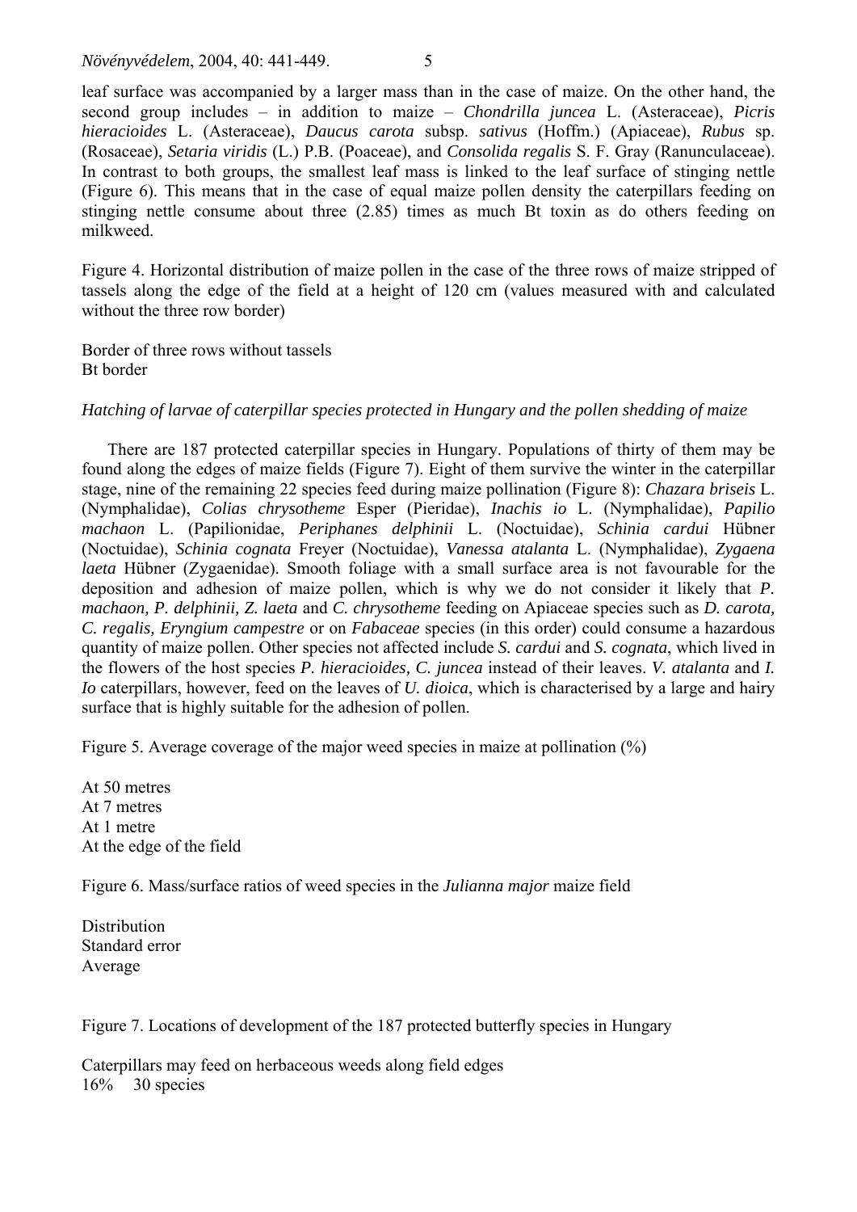leaf surface was accompanied by a larger mass than in the case of maize. On the other hand, the second group includes – in addition to maize – *Chondrilla juncea* L. (Asteraceae), *Picris hieracioides* L. (Asteraceae), *Daucus carota* subsp. *sativus* (Hoffm.) (Apiaceae), *Rubus* sp. (Rosaceae), *Setaria viridis* (L.) P.B. (Poaceae), and *Consolida regalis* S. F. Gray (Ranunculaceae). In contrast to both groups, the smallest leaf mass is linked to the leaf surface of stinging nettle (Figure 6). This means that in the case of equal maize pollen density the caterpillars feeding on stinging nettle consume about three (2.85) times as much Bt toxin as do others feeding on milkweed.

Figure 4. Horizontal distribution of maize pollen in the case of the three rows of maize stripped of tassels along the edge of the field at a height of 120 cm (values measured with and calculated without the three row border)

Border of three rows without tassels
Bt border

*Hatching of larvae of caterpillar species protected in Hungary and the pollen shedding of maize*

There are 187 protected caterpillar species in Hungary. Populations of thirty of them may be found along the edges of maize fields (Figure 7). Eight of them survive the winter in the caterpillar stage, nine of the remaining 22 species feed during maize pollination (Figure 8): *Chazara briseis* L. (Nymphalidae), *Colias chrysotheme* Esper (Pieridae), *Inachis io* L. (Nymphalidae), *Papilio machaon* L. (Papilionidae, *Periphanes delphinii* L. (Noctuidae), *Schinia cardui* Hübner (Noctuidae), *Schinia cognata* Freyer (Noctuidae), *Vanessa atalanta* L. (Nymphalidae), *Zygaena laeta* Hübner (Zygaenidae). Smooth foliage with a small surface area is not favourable for the deposition and adhesion of maize pollen, which is why we do not consider it likely that *P. machaon, P. delphinii, Z. laeta* and *C. chrysotheme* feeding on Apiaceae species such as *D. carota, C. regalis, Eryngium campestre* or on *Fabaceae* species (in this order) could consume a hazardous quantity of maize pollen. Other species not affected include *S. cardui* and *S. cognata*, which lived in the flowers of the host species *P. hieracioides, C. juncea* instead of their leaves. *V. atalanta* and *I. Io* caterpillars, however, feed on the leaves of *U. dioica*, which is characterised by a large and hairy surface that is highly suitable for the adhesion of pollen.

Figure 5. Average coverage of the major weed species in maize at pollination (%)

At 50 metres
At 7 metres
At 1 metre
At the edge of the field

Figure 6. Mass/surface ratios of weed species in the *Julianna major* maize field

Distribution
Standard error
Average

Figure 7. Locations of development of the 187 protected butterfly species in Hungary

Caterpillars may feed on herbaceous weeds along field edges
16% 30 species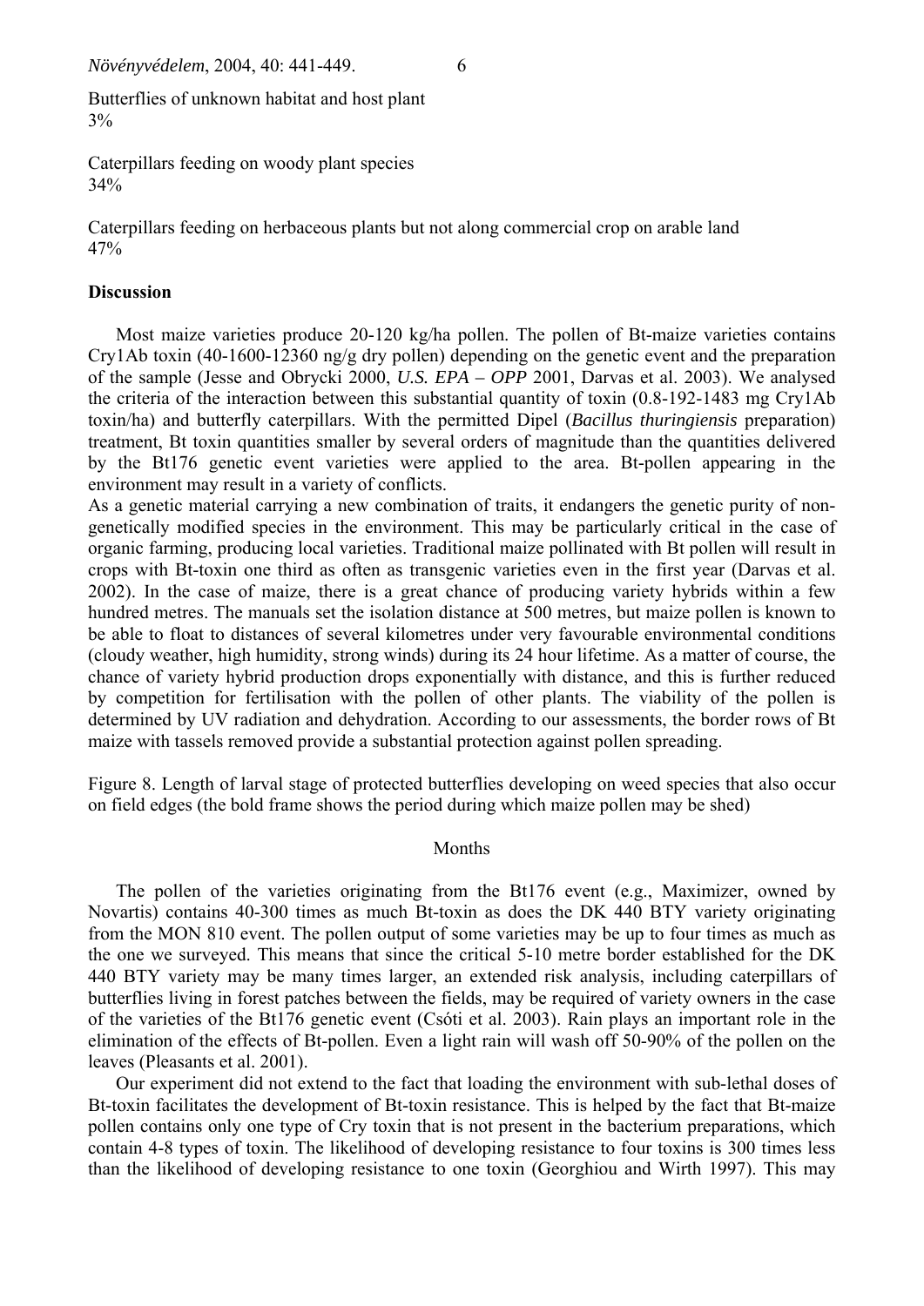Butterflies of unknown habitat and host plant
3%

Caterpillars feeding on woody plant species
34%

Caterpillars feeding on herbaceous plants but not along commercial crop on arable land
47%

**Discussion**

Most maize varieties produce 20-120 kg/ha pollen. The pollen of Bt-maize varieties contains Cry1Ab toxin (40-1600-12360 ng/g dry pollen) depending on the genetic event and the preparation of the sample (Jesse and Obrycki 2000, *U.S. EPA – OPP* 2001, Darvas et al. 2003). We analysed the criteria of the interaction between this substantial quantity of toxin (0.8-192-1483 mg Cry1Ab toxin/ha) and butterfly caterpillars. With the permitted Dipel (*Bacillus thuringiensis* preparation) treatment, Bt toxin quantities smaller by several orders of magnitude than the quantities delivered by the Bt176 genetic event varieties were applied to the area. Bt-pollen appearing in the environment may result in a variety of conflicts.

As a genetic material carrying a new combination of traits, it endangers the genetic purity of non-genetically modified species in the environment. This may be particularly critical in the case of organic farming, producing local varieties. Traditional maize pollinated with Bt pollen will result in crops with Bt-toxin one third as often as transgenic varieties even in the first year (Darvas et al. 2002). In the case of maize, there is a great chance of producing variety hybrids within a few hundred metres. The manuals set the isolation distance at 500 metres, but maize pollen is known to be able to float to distances of several kilometres under very favourable environmental conditions (cloudy weather, high humidity, strong winds) during its 24 hour lifetime. As a matter of course, the chance of variety hybrid production drops exponentially with distance, and this is further reduced by competition for fertilisation with the pollen of other plants. The viability of the pollen is determined by UV radiation and dehydration. According to our assessments, the border rows of Bt maize with tassels removed provide a substantial protection against pollen spreading.

Figure 8. Length of larval stage of protected butterflies developing on weed species that also occur on field edges (the bold frame shows the period during which maize pollen may be shed)

Months

The pollen of the varieties originating from the Bt176 event (e.g., Maximizer, owned by Novartis) contains 40-300 times as much Bt-toxin as does the DK 440 BTY variety originating from the MON 810 event. The pollen output of some varieties may be up to four times as much as the one we surveyed. This means that since the critical 5-10 metre border established for the DK 440 BTY variety may be many times larger, an extended risk analysis, including caterpillars of butterflies living in forest patches between the fields, may be required of variety owners in the case of the varieties of the Bt176 genetic event (Csóti et al. 2003). Rain plays an important role in the elimination of the effects of Bt-pollen. Even a light rain will wash off 50-90% of the pollen on the leaves (Pleasants et al. 2001).

Our experiment did not extend to the fact that loading the environment with sub-lethal doses of Bt-toxin facilitates the development of Bt-toxin resistance. This is helped by the fact that Bt-maize pollen contains only one type of Cry toxin that is not present in the bacterium preparations, which contain 4-8 types of toxin. The likelihood of developing resistance to four toxins is 300 times less than the likelihood of developing resistance to one toxin (Georghiou and Wirth 1997). This may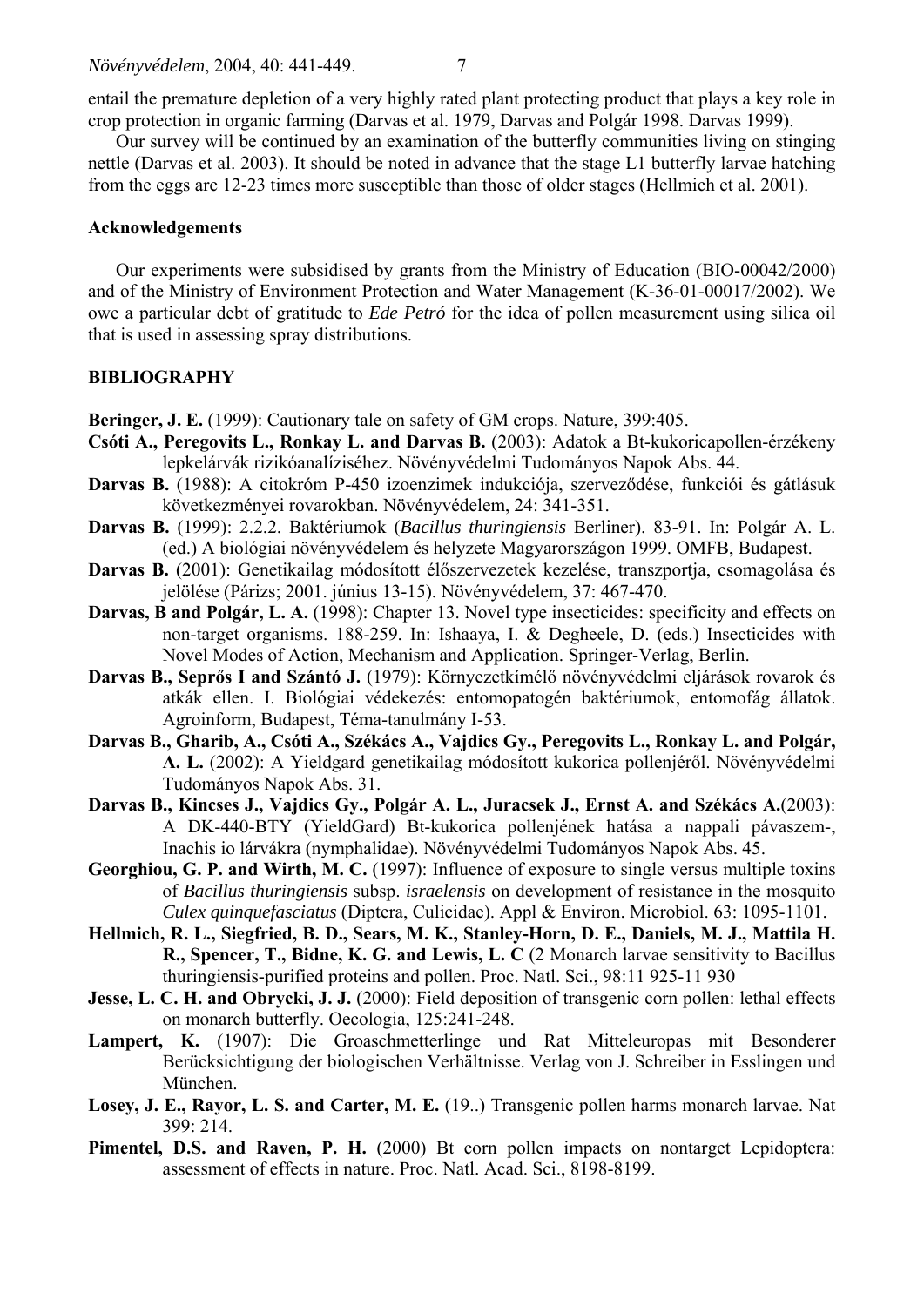entail the premature depletion of a very highly rated plant protecting product that plays a key role in crop protection in organic farming (Darvas et al. 1979, Darvas and Polgár 1998. Darvas 1999).

Our survey will be continued by an examination of the butterfly communities living on stinging nettle (Darvas et al. 2003). It should be noted in advance that the stage L1 butterfly larvae hatching from the eggs are 12-23 times more susceptible than those of older stages (Hellmich et al. 2001).

### Acknowledgements

Our experiments were subsidised by grants from the Ministry of Education (BIO-00042/2000) and of the Ministry of Environment Protection and Water Management (K-36-01-00017/2002). We owe a particular debt of gratitude to *Ede Petró* for the idea of pollen measurement using silica oil that is used in assessing spray distributions.

### BIBLIOGRAPHY

**Beringer, J. E.** (1999): Cautionary tale on safety of GM crops. Nature, 399:405.

**Csóti A., Peregovits L., Ronkay L. and Darvas B.** (2003): Adatok a Bt-kukoricapollen-érzékeny lepkelárvák rizikóanalíziséhez. Növényvédelmi Tudományos Napok Abs. 44.

**Darvas B.** (1988): A citokróm P-450 izoenzimek indukciója, szerveződése, funkciói és gátlásuk következményei rovarokban. Növényvédelem, 24: 341-351.

**Darvas B.** (1999): 2.2.2. Baktériumok (*Bacillus thuringiensis* Berliner). 83-91. In: Polgár A. L. (ed.) A biológiai növényvédelem és helyzete Magyarországon 1999. OMFB, Budapest.

**Darvas B.** (2001): Genetikailag módosított élőszervezetek kezelése, transzportja, csomagolása és jelölése (Párizs; 2001. június 13-15). Növényvédelem, 37: 467-470.

**Darvas, B and Polgár, L. A.** (1998): Chapter 13. Novel type insecticides: specificity and effects on non-target organisms. 188-259. In: Ishaaya, I. & Degheele, D. (eds.) Insecticides with Novel Modes of Action, Mechanism and Application. Springer-Verlag, Berlin.

**Darvas B., Seprős I and Szántó J.** (1979): Környezetkímélő növényvédelmi eljárások rovarok és atkák ellen. I. Biológiai védekezés: entomopatogén baktériumok, entomofág állatok. Agroinform, Budapest, Téma-tanulmány I-53.

**Darvas B., Gharib, A., Csóti A., Székács A., Vajdics Gy., Peregovits L., Ronkay L. and Polgár, A. L.** (2002): A Yieldgard genetikailag módosított kukorica pollenjéről. Növényvédelmi Tudományos Napok Abs. 31.

**Darvas B., Kincses J., Vajdics Gy., Polgár A. L., Juracsek J., Ernst A. and Székács A.**(2003): A DK-440-BTY (YieldGard) Bt-kukorica pollenjének hatása a nappali pávaszem-, Inachis io lárvákra (nymphalidae). Növényvédelmi Tudományos Napok Abs. 45.

**Georghiou, G. P. and Wirth, M. C.** (1997): Influence of exposure to single versus multiple toxins of *Bacillus thuringiensis* subsp. *israelensis* on development of resistance in the mosquito *Culex quinquefasciatus* (Diptera, Culicidae). Appl & Environ. Microbiol. 63: 1095-1101.

**Hellmich, R. L., Siegfried, B. D., Sears, M. K., Stanley-Horn, D. E., Daniels, M. J., Mattila H. R., Spencer, T., Bidne, K. G. and Lewis, L. C** (2 Monarch larvae sensitivity to Bacillus thuringiensis-purified proteins and pollen. Proc. Natl. Sci., 98:11 925-11 930

**Jesse, L. C. H. and Obrycki, J. J.** (2000): Field deposition of transgenic corn pollen: lethal effects on monarch butterfly. Oecologia, 125:241-248.

**Lampert, K.** (1907): Die Groaschmetterlinge und Rat Mitteleuropas mit Besonderer Berücksichtigung der biologischen Verhältnisse. Verlag von J. Schreiber in Esslingen und München.

**Losey, J. E., Rayor, L. S. and Carter, M. E.** (19..) Transgenic pollen harms monarch larvae. Nat 399: 214.

**Pimentel, D.S. and Raven, P. H.** (2000) Bt corn pollen impacts on nontarget Lepidoptera: assessment of effects in nature. Proc. Natl. Acad. Sci., 8198-8199.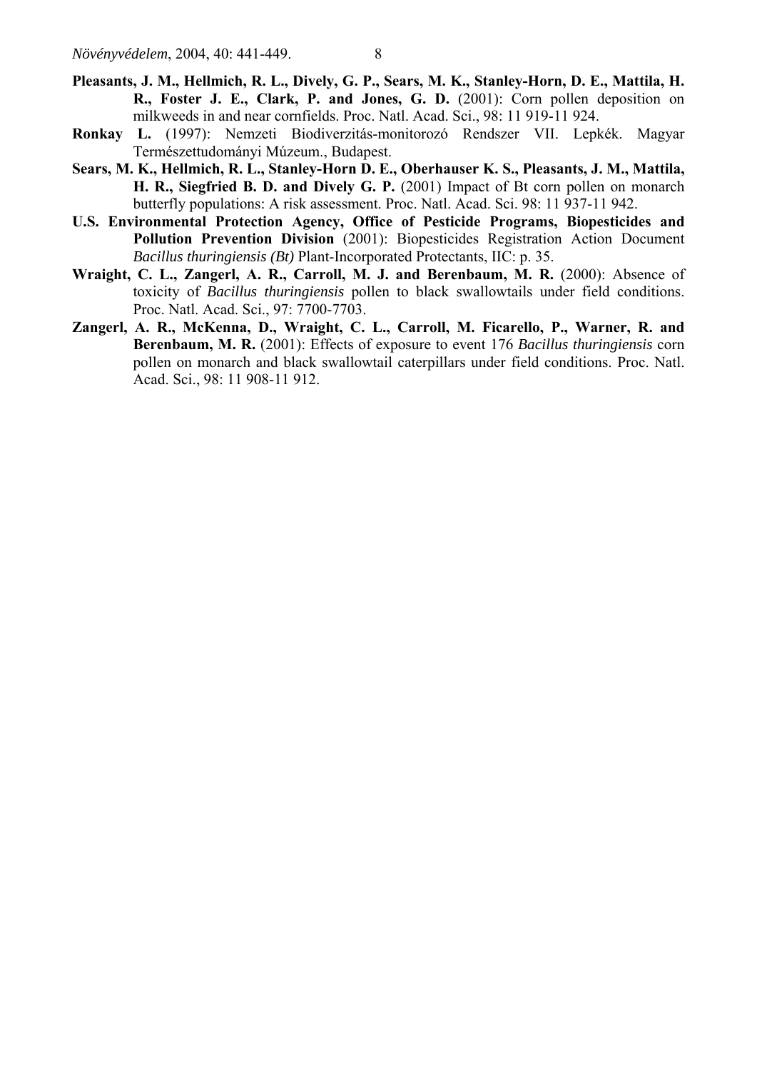**Pleasants, J. M., Hellmich, R. L., Dively, G. P., Sears, M. K., Stanley-Horn, D. E., Mattila, H. R., Foster J. E., Clark, P. and Jones, G. D.** (2001): Corn pollen deposition on milkweeds in and near cornfields. Proc. Natl. Acad. Sci., 98: 11 919-11 924.

**Ronkay L.** (1997): Nemzeti Biodiverzitás-monitorozó Rendszer VII. Lepkék. Magyar Természettudományi Múzeum., Budapest.

**Sears, M. K., Hellmich, R. L., Stanley-Horn D. E., Oberhauser K. S., Pleasants, J. M., Mattila, H. R., Siegfried B. D. and Dively G. P.** (2001) Impact of Bt corn pollen on monarch butterfly populations: A risk assessment. Proc. Natl. Acad. Sci. 98: 11 937-11 942.

**U.S. Environmental Protection Agency, Office of Pesticide Programs, Biopesticides and Pollution Prevention Division** (2001): Biopesticides Registration Action Document *Bacillus thuringiensis (Bt)* Plant-Incorporated Protectants, IIC: p. 35.

**Wraight, C. L., Zangerl, A. R., Carroll, M. J. and Berenbaum, M. R.** (2000): Absence of toxicity of *Bacillus thuringiensis* pollen to black swallowtails under field conditions. Proc. Natl. Acad. Sci., 97: 7700-7703.

**Zangerl, A. R., McKenna, D., Wraight, C. L., Carroll, M. Ficarello, P., Warner, R. and Berenbaum, M. R.** (2001): Effects of exposure to event 176 *Bacillus thuringiensis* corn pollen on monarch and black swallowtail caterpillars under field conditions. Proc. Natl. Acad. Sci., 98: 11 908-11 912.